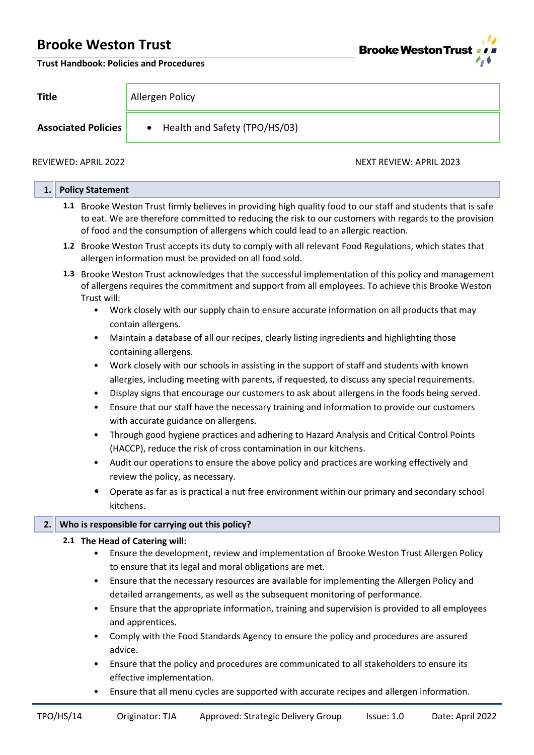# Brooke Weston Trust

**Trust Handbook: Policies and Procedures**

| | |
|---|---|
| **Title** | Allergen Policy |
| **Associated Policies** | • Health and Safety (TPO/HS/03) |

REVIEWED: APRIL 2022 NEXT REVIEW: APRIL 2023

## 1. Policy Statement

**1.1** Brooke Weston Trust firmly believes in providing high quality food to our staff and students that is safe to eat. We are therefore committed to reducing the risk to our customers with regards to the provision of food and the consumption of allergens which could lead to an allergic reaction.

**1.2** Brooke Weston Trust accepts its duty to comply with all relevant Food Regulations, which states that allergen information must be provided on all food sold.

**1.3** Brooke Weston Trust acknowledges that the successful implementation of this policy and management of allergens requires the commitment and support from all employees. To achieve this Brooke Weston Trust will:

- Work closely with our supply chain to ensure accurate information on all products that may contain allergens.
- Maintain a database of all our recipes, clearly listing ingredients and highlighting those containing allergens.
- Work closely with our schools in assisting in the support of staff and students with known allergies, including meeting with parents, if requested, to discuss any special requirements.
- Display signs that encourage our customers to ask about allergens in the foods being served.
- Ensure that our staff have the necessary training and information to provide our customers with accurate guidance on allergens.
- Through good hygiene practices and adhering to Hazard Analysis and Critical Control Points (HACCP), reduce the risk of cross contamination in our kitchens.
- Audit our operations to ensure the above policy and practices are working effectively and review the policy, as necessary.
- Operate as far as is practical a nut free environment within our primary and secondary school kitchens.

## 2. Who is responsible for carrying out this policy?

**2.1 The Head of Catering will:**

- Ensure the development, review and implementation of Brooke Weston Trust Allergen Policy to ensure that its legal and moral obligations are met.
- Ensure that the necessary resources are available for implementing the Allergen Policy and detailed arrangements, as well as the subsequent monitoring of performance.
- Ensure that the appropriate information, training and supervision is provided to all employees and apprentices.
- Comply with the Food Standards Agency to ensure the policy and procedures are assured advice.
- Ensure that the policy and procedures are communicated to all stakeholders to ensure its effective implementation.
- Ensure that all menu cycles are supported with accurate recipes and allergen information.

TPO/HS/14 Originator: TJA Approved: Strategic Delivery Group Issue: 1.0 Date: April 2022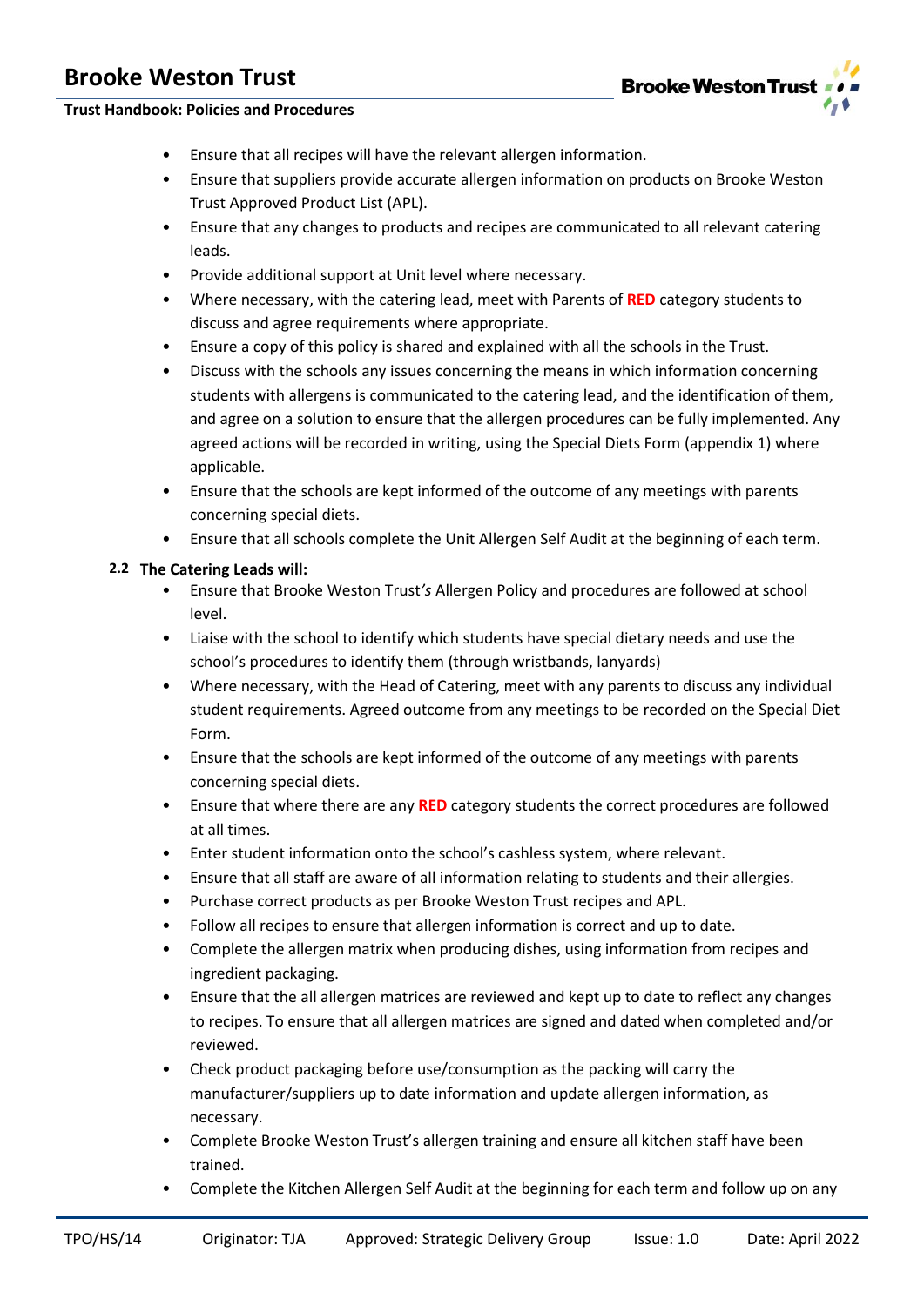- Ensure that all recipes will have the relevant allergen information.
- Ensure that suppliers provide accurate allergen information on products on Brooke Weston Trust Approved Product List (APL).
- Ensure that any changes to products and recipes are communicated to all relevant catering leads.
- Provide additional support at Unit level where necessary.
- Where necessary, with the catering lead, meet with Parents of **RED** category students to discuss and agree requirements where appropriate.
- Ensure a copy of this policy is shared and explained with all the schools in the Trust.
- Discuss with the schools any issues concerning the means in which information concerning students with allergens is communicated to the catering lead, and the identification of them, and agree on a solution to ensure that the allergen procedures can be fully implemented. Any agreed actions will be recorded in writing, using the Special Diets Form (appendix 1) where applicable.
- Ensure that the schools are kept informed of the outcome of any meetings with parents concerning special diets.
- Ensure that all schools complete the Unit Allergen Self Audit at the beginning of each term.

### 2.2 The Catering Leads will:

- Ensure that Brooke Weston Trust*'s* Allergen Policy and procedures are followed at school level.
- Liaise with the school to identify which students have special dietary needs and use the school's procedures to identify them (through wristbands, lanyards)
- Where necessary, with the Head of Catering, meet with any parents to discuss any individual student requirements. Agreed outcome from any meetings to be recorded on the Special Diet Form.
- Ensure that the schools are kept informed of the outcome of any meetings with parents concerning special diets.
- Ensure that where there are any **RED** category students the correct procedures are followed at all times.
- Enter student information onto the school's cashless system, where relevant.
- Ensure that all staff are aware of all information relating to students and their allergies.
- Purchase correct products as per Brooke Weston Trust recipes and APL.
- Follow all recipes to ensure that allergen information is correct and up to date.
- Complete the allergen matrix when producing dishes, using information from recipes and ingredient packaging.
- Ensure that the all allergen matrices are reviewed and kept up to date to reflect any changes to recipes. To ensure that all allergen matrices are signed and dated when completed and/or reviewed.
- Check product packaging before use/consumption as the packing will carry the manufacturer/suppliers up to date information and update allergen information, as necessary.
- Complete Brooke Weston Trust's allergen training and ensure all kitchen staff have been trained.
- Complete the Kitchen Allergen Self Audit at the beginning for each term and follow up on any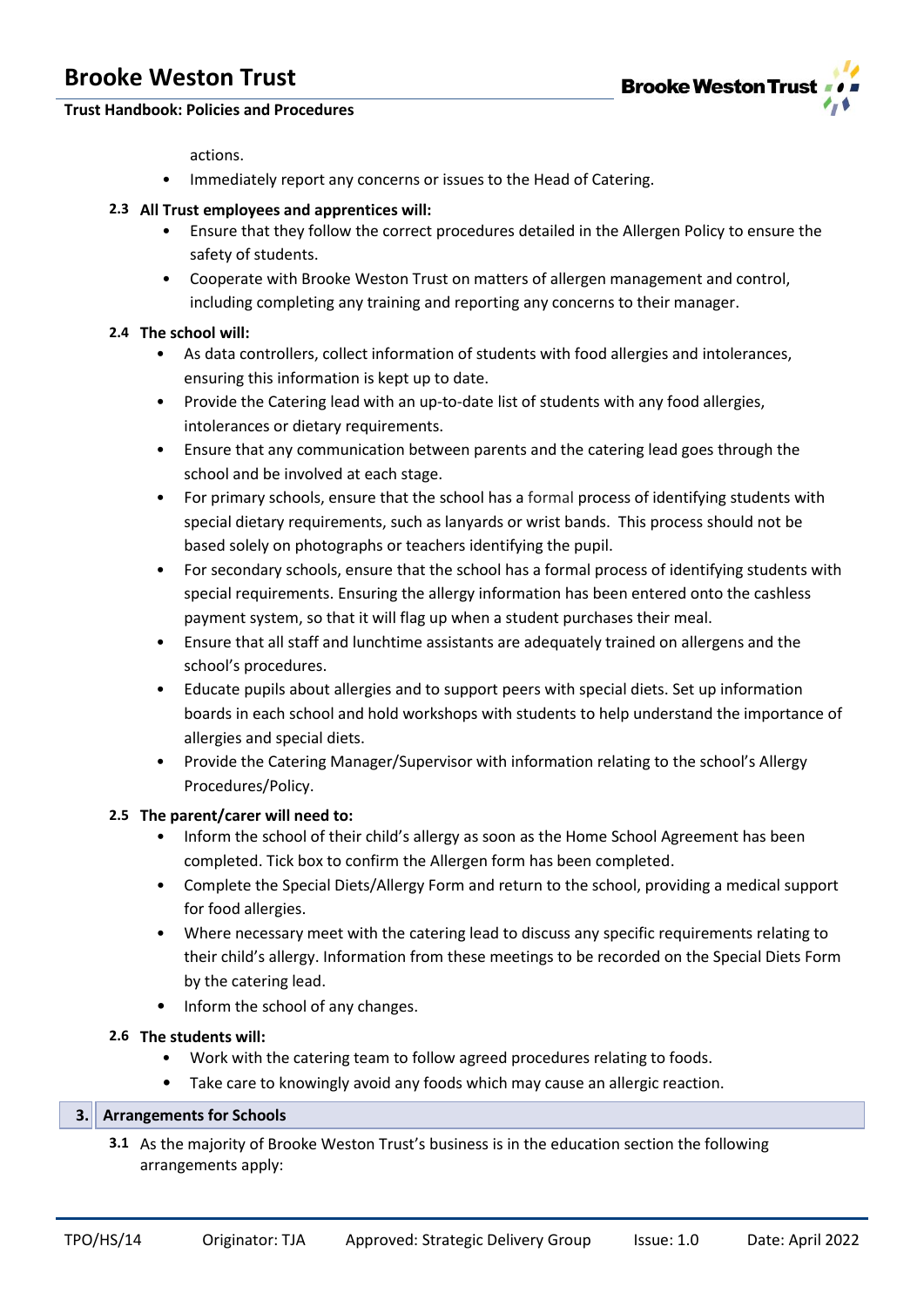actions.

- Immediately report any concerns or issues to the Head of Catering.

**2.3 All Trust employees and apprentices will:**

- Ensure that they follow the correct procedures detailed in the Allergen Policy to ensure the safety of students.
- Cooperate with Brooke Weston Trust on matters of allergen management and control, including completing any training and reporting any concerns to their manager.

**2.4 The school will:**

- As data controllers, collect information of students with food allergies and intolerances, ensuring this information is kept up to date.
- Provide the Catering lead with an up-to-date list of students with any food allergies, intolerances or dietary requirements.
- Ensure that any communication between parents and the catering lead goes through the school and be involved at each stage.
- For primary schools, ensure that the school has a formal process of identifying students with special dietary requirements, such as lanyards or wrist bands. This process should not be based solely on photographs or teachers identifying the pupil.
- For secondary schools, ensure that the school has a formal process of identifying students with special requirements. Ensuring the allergy information has been entered onto the cashless payment system, so that it will flag up when a student purchases their meal.
- Ensure that all staff and lunchtime assistants are adequately trained on allergens and the school's procedures.
- Educate pupils about allergies and to support peers with special diets. Set up information boards in each school and hold workshops with students to help understand the importance of allergies and special diets.
- Provide the Catering Manager/Supervisor with information relating to the school's Allergy Procedures/Policy.

**2.5 The parent/carer will need to:**

- Inform the school of their child's allergy as soon as the Home School Agreement has been completed. Tick box to confirm the Allergen form has been completed.
- Complete the Special Diets/Allergy Form and return to the school, providing a medical support for food allergies.
- Where necessary meet with the catering lead to discuss any specific requirements relating to their child's allergy. Information from these meetings to be recorded on the Special Diets Form by the catering lead.
- Inform the school of any changes.

**2.6 The students will:**

- Work with the catering team to follow agreed procedures relating to foods.
- Take care to knowingly avoid any foods which may cause an allergic reaction.

## 3. Arrangements for Schools

**3.1** As the majority of Brooke Weston Trust's business is in the education section the following arrangements apply: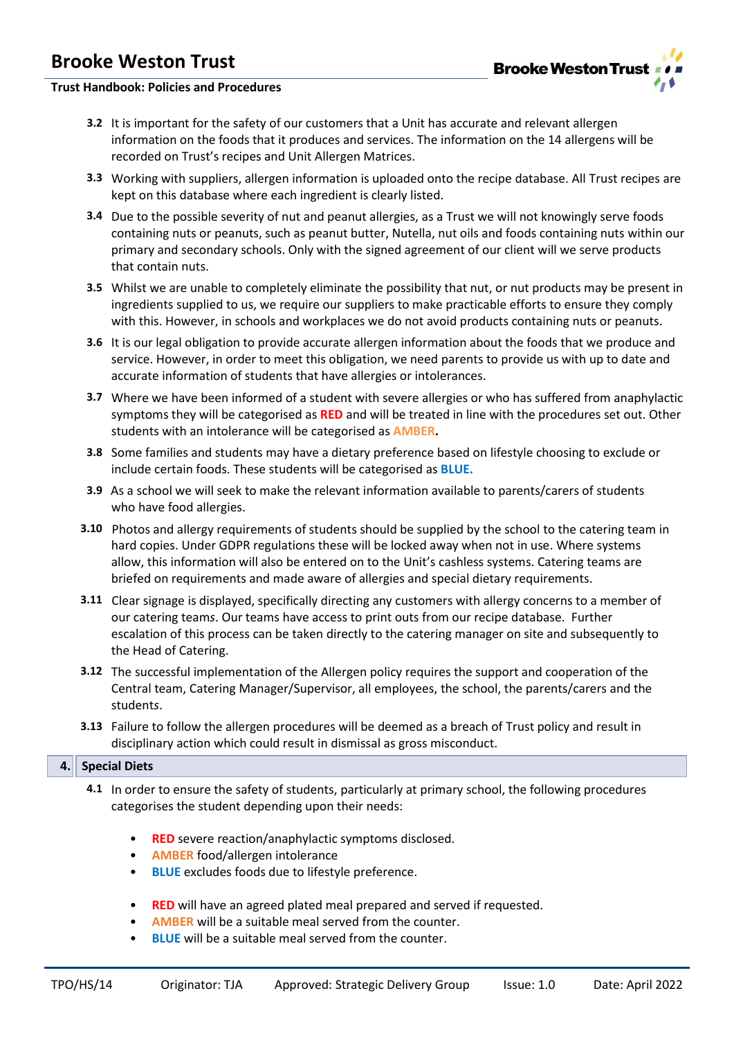**3.2** It is important for the safety of our customers that a Unit has accurate and relevant allergen information on the foods that it produces and services. The information on the 14 allergens will be recorded on Trust's recipes and Unit Allergen Matrices.

**3.3** Working with suppliers, allergen information is uploaded onto the recipe database. All Trust recipes are kept on this database where each ingredient is clearly listed.

**3.4** Due to the possible severity of nut and peanut allergies, as a Trust we will not knowingly serve foods containing nuts or peanuts, such as peanut butter, Nutella, nut oils and foods containing nuts within our primary and secondary schools. Only with the signed agreement of our client will we serve products that contain nuts.

**3.5** Whilst we are unable to completely eliminate the possibility that nut, or nut products may be present in ingredients supplied to us, we require our suppliers to make practicable efforts to ensure they comply with this. However, in schools and workplaces we do not avoid products containing nuts or peanuts.

**3.6** It is our legal obligation to provide accurate allergen information about the foods that we produce and service. However, in order to meet this obligation, we need parents to provide us with up to date and accurate information of students that have allergies or intolerances.

**3.7** Where we have been informed of a student with severe allergies or who has suffered from anaphylactic symptoms they will be categorised as **RED** and will be treated in line with the procedures set out. Other students with an intolerance will be categorised as **AMBER.**

**3.8** Some families and students may have a dietary preference based on lifestyle choosing to exclude or include certain foods. These students will be categorised as **BLUE.**

**3.9** As a school we will seek to make the relevant information available to parents/carers of students who have food allergies.

**3.10** Photos and allergy requirements of students should be supplied by the school to the catering team in hard copies. Under GDPR regulations these will be locked away when not in use. Where systems allow, this information will also be entered on to the Unit's cashless systems. Catering teams are briefed on requirements and made aware of allergies and special dietary requirements.

**3.11** Clear signage is displayed, specifically directing any customers with allergy concerns to a member of our catering teams. Our teams have access to print outs from our recipe database. Further escalation of this process can be taken directly to the catering manager on site and subsequently to the Head of Catering.

**3.12** The successful implementation of the Allergen policy requires the support and cooperation of the Central team, Catering Manager/Supervisor, all employees, the school, the parents/carers and the students.

**3.13** Failure to follow the allergen procedures will be deemed as a breach of Trust policy and result in disciplinary action which could result in dismissal as gross misconduct.

## 4. Special Diets

**4.1** In order to ensure the safety of students, particularly at primary school, the following procedures categorises the student depending upon their needs:

- **RED** severe reaction/anaphylactic symptoms disclosed.
- **AMBER** food/allergen intolerance
- **BLUE** excludes foods due to lifestyle preference.

- **RED** will have an agreed plated meal prepared and served if requested.
- **AMBER** will be a suitable meal served from the counter.
- **BLUE** will be a suitable meal served from the counter.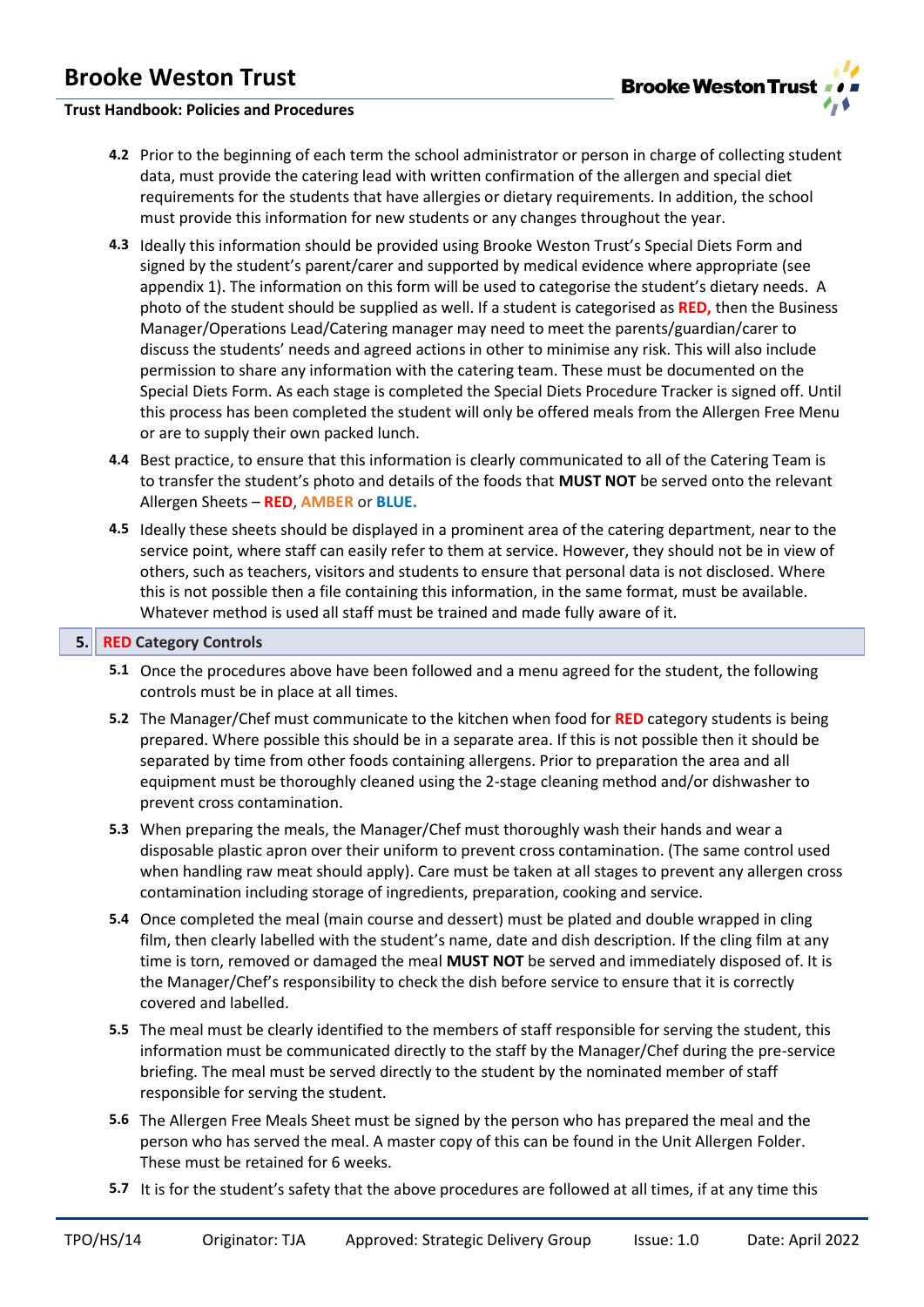**4.2** Prior to the beginning of each term the school administrator or person in charge of collecting student data, must provide the catering lead with written confirmation of the allergen and special diet requirements for the students that have allergies or dietary requirements. In addition, the school must provide this information for new students or any changes throughout the year.

**4.3** Ideally this information should be provided using Brooke Weston Trust's Special Diets Form and signed by the student's parent/carer and supported by medical evidence where appropriate (see appendix 1). The information on this form will be used to categorise the student's dietary needs. A photo of the student should be supplied as well. If a student is categorised as **RED,** then the Business Manager/Operations Lead/Catering manager may need to meet the parents/guardian/carer to discuss the students' needs and agreed actions in other to minimise any risk. This will also include permission to share any information with the catering team. These must be documented on the Special Diets Form. As each stage is completed the Special Diets Procedure Tracker is signed off. Until this process has been completed the student will only be offered meals from the Allergen Free Menu or are to supply their own packed lunch.

**4.4** Best practice, to ensure that this information is clearly communicated to all of the Catering Team is to transfer the student's photo and details of the foods that **MUST NOT** be served onto the relevant Allergen Sheets – **RED**, **AMBER** or **BLUE.**

**4.5** Ideally these sheets should be displayed in a prominent area of the catering department, near to the service point, where staff can easily refer to them at service. However, they should not be in view of others, such as teachers, visitors and students to ensure that personal data is not disclosed. Where this is not possible then a file containing this information, in the same format, must be available. Whatever method is used all staff must be trained and made fully aware of it.

## 5. RED Category Controls

**5.1** Once the procedures above have been followed and a menu agreed for the student, the following controls must be in place at all times.

**5.2** The Manager/Chef must communicate to the kitchen when food for **RED** category students is being prepared. Where possible this should be in a separate area. If this is not possible then it should be separated by time from other foods containing allergens. Prior to preparation the area and all equipment must be thoroughly cleaned using the 2-stage cleaning method and/or dishwasher to prevent cross contamination.

**5.3** When preparing the meals, the Manager/Chef must thoroughly wash their hands and wear a disposable plastic apron over their uniform to prevent cross contamination. (The same control used when handling raw meat should apply). Care must be taken at all stages to prevent any allergen cross contamination including storage of ingredients, preparation, cooking and service.

**5.4** Once completed the meal (main course and dessert) must be plated and double wrapped in cling film, then clearly labelled with the student's name, date and dish description. If the cling film at any time is torn, removed or damaged the meal **MUST NOT** be served and immediately disposed of. It is the Manager/Chef's responsibility to check the dish before service to ensure that it is correctly covered and labelled.

**5.5** The meal must be clearly identified to the members of staff responsible for serving the student, this information must be communicated directly to the staff by the Manager/Chef during the pre-service briefing. The meal must be served directly to the student by the nominated member of staff responsible for serving the student.

**5.6** The Allergen Free Meals Sheet must be signed by the person who has prepared the meal and the person who has served the meal. A master copy of this can be found in the Unit Allergen Folder. These must be retained for 6 weeks.

**5.7** It is for the student's safety that the above procedures are followed at all times, if at any time this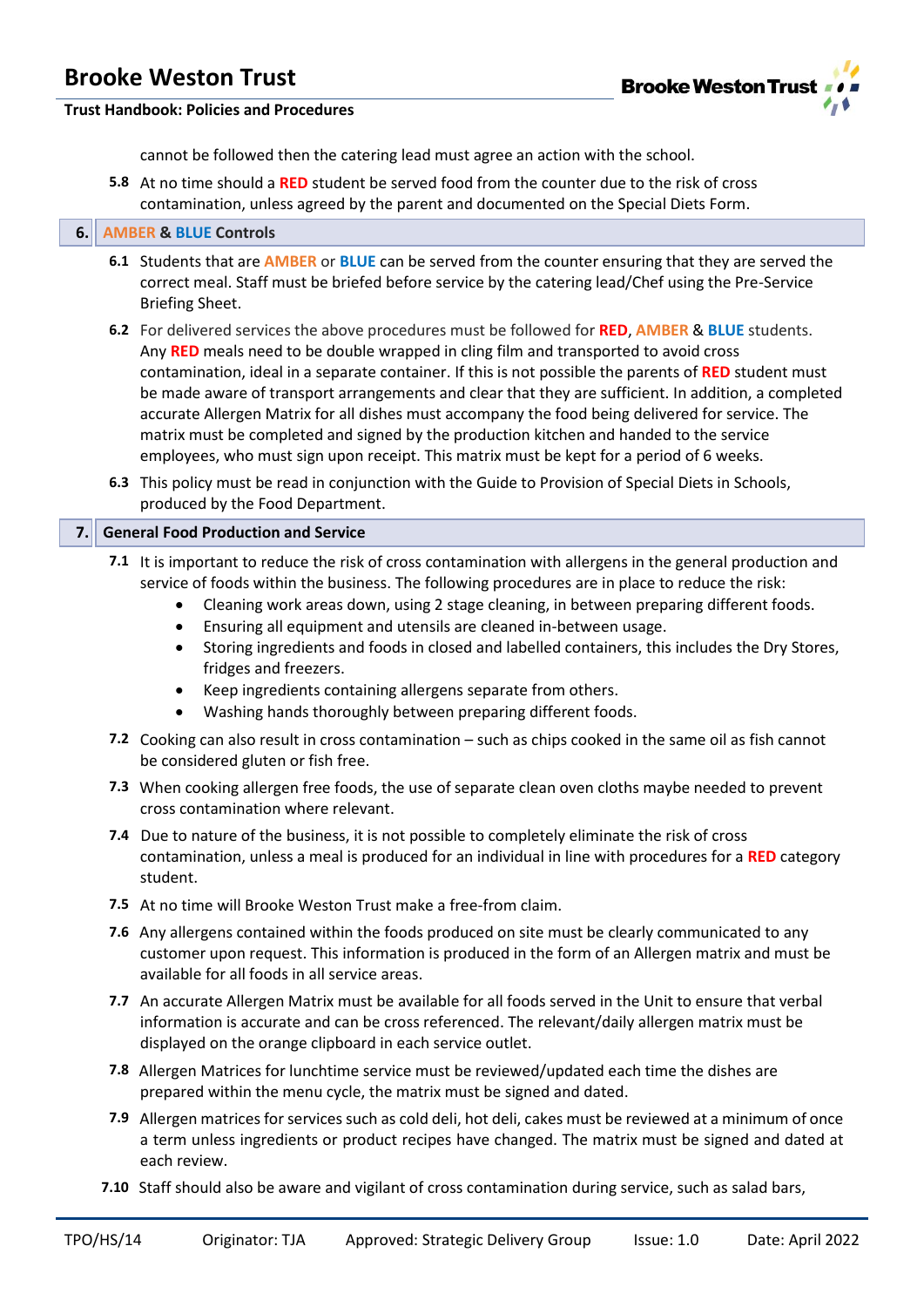cannot be followed then the catering lead must agree an action with the school.

**5.8** At no time should a **RED** student be served food from the counter due to the risk of cross contamination, unless agreed by the parent and documented on the Special Diets Form.

## 6. AMBER & BLUE Controls

**6.1** Students that are **AMBER** or **BLUE** can be served from the counter ensuring that they are served the correct meal. Staff must be briefed before service by the catering lead/Chef using the Pre-Service Briefing Sheet.

**6.2** For delivered services the above procedures must be followed for **RED**, **AMBER** & **BLUE** students. Any **RED** meals need to be double wrapped in cling film and transported to avoid cross contamination, ideal in a separate container. If this is not possible the parents of **RED** student must be made aware of transport arrangements and clear that they are sufficient. In addition, a completed accurate Allergen Matrix for all dishes must accompany the food being delivered for service. The matrix must be completed and signed by the production kitchen and handed to the service employees, who must sign upon receipt. This matrix must be kept for a period of 6 weeks.

**6.3** This policy must be read in conjunction with the Guide to Provision of Special Diets in Schools, produced by the Food Department.

## 7. General Food Production and Service

**7.1** It is important to reduce the risk of cross contamination with allergens in the general production and service of foods within the business. The following procedures are in place to reduce the risk:

- Cleaning work areas down, using 2 stage cleaning, in between preparing different foods.
- Ensuring all equipment and utensils are cleaned in-between usage.
- Storing ingredients and foods in closed and labelled containers, this includes the Dry Stores, fridges and freezers.
- Keep ingredients containing allergens separate from others.
- Washing hands thoroughly between preparing different foods.

**7.2** Cooking can also result in cross contamination – such as chips cooked in the same oil as fish cannot be considered gluten or fish free.

**7.3** When cooking allergen free foods, the use of separate clean oven cloths maybe needed to prevent cross contamination where relevant.

**7.4** Due to nature of the business, it is not possible to completely eliminate the risk of cross contamination, unless a meal is produced for an individual in line with procedures for a **RED** category student.

**7.5** At no time will Brooke Weston Trust make a free-from claim.

**7.6** Any allergens contained within the foods produced on site must be clearly communicated to any customer upon request. This information is produced in the form of an Allergen matrix and must be available for all foods in all service areas.

**7.7** An accurate Allergen Matrix must be available for all foods served in the Unit to ensure that verbal information is accurate and can be cross referenced. The relevant/daily allergen matrix must be displayed on the orange clipboard in each service outlet.

**7.8** Allergen Matrices for lunchtime service must be reviewed/updated each time the dishes are prepared within the menu cycle, the matrix must be signed and dated.

**7.9** Allergen matrices for services such as cold deli, hot deli, cakes must be reviewed at a minimum of once a term unless ingredients or product recipes have changed. The matrix must be signed and dated at each review.

**7.10** Staff should also be aware and vigilant of cross contamination during service, such as salad bars,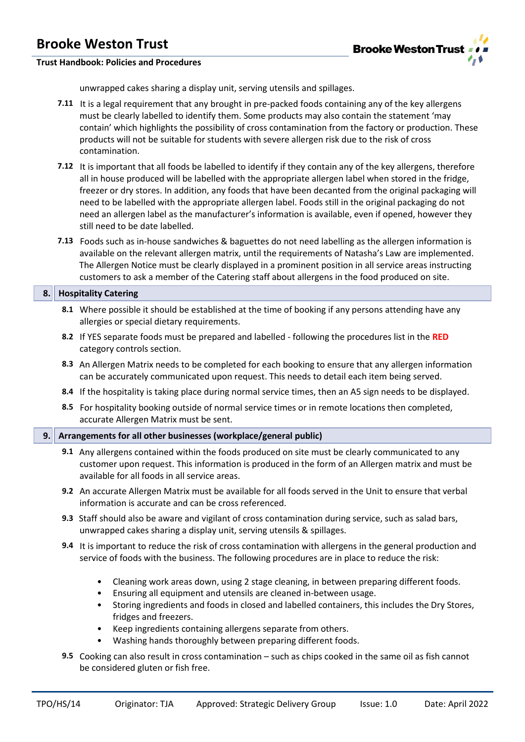unwrapped cakes sharing a display unit, serving utensils and spillages.

**7.11** It is a legal requirement that any brought in pre-packed foods containing any of the key allergens must be clearly labelled to identify them. Some products may also contain the statement 'may contain' which highlights the possibility of cross contamination from the factory or production. These products will not be suitable for students with severe allergen risk due to the risk of cross contamination.

**7.12** It is important that all foods be labelled to identify if they contain any of the key allergens, therefore all in house produced will be labelled with the appropriate allergen label when stored in the fridge, freezer or dry stores. In addition, any foods that have been decanted from the original packaging will need to be labelled with the appropriate allergen label. Foods still in the original packaging do not need an allergen label as the manufacturer's information is available, even if opened, however they still need to be date labelled.

**7.13** Foods such as in-house sandwiches & baguettes do not need labelling as the allergen information is available on the relevant allergen matrix, until the requirements of Natasha's Law are implemented. The Allergen Notice must be clearly displayed in a prominent position in all service areas instructing customers to ask a member of the Catering staff about allergens in the food produced on site.

## 8. Hospitality Catering

**8.1** Where possible it should be established at the time of booking if any persons attending have any allergies or special dietary requirements.

**8.2** If YES separate foods must be prepared and labelled - following the procedures list in the **RED** category controls section.

**8.3** An Allergen Matrix needs to be completed for each booking to ensure that any allergen information can be accurately communicated upon request. This needs to detail each item being served.

**8.4** If the hospitality is taking place during normal service times, then an A5 sign needs to be displayed.

**8.5** For hospitality booking outside of normal service times or in remote locations then completed, accurate Allergen Matrix must be sent.

## 9. Arrangements for all other businesses (workplace/general public)

**9.1** Any allergens contained within the foods produced on site must be clearly communicated to any customer upon request. This information is produced in the form of an Allergen matrix and must be available for all foods in all service areas.

**9.2** An accurate Allergen Matrix must be available for all foods served in the Unit to ensure that verbal information is accurate and can be cross referenced.

**9.3** Staff should also be aware and vigilant of cross contamination during service, such as salad bars, unwrapped cakes sharing a display unit, serving utensils & spillages.

**9.4** It is important to reduce the risk of cross contamination with allergens in the general production and service of foods with the business. The following procedures are in place to reduce the risk:

- Cleaning work areas down, using 2 stage cleaning, in between preparing different foods.
- Ensuring all equipment and utensils are cleaned in-between usage.
- Storing ingredients and foods in closed and labelled containers, this includes the Dry Stores, fridges and freezers.
- Keep ingredients containing allergens separate from others.
- Washing hands thoroughly between preparing different foods.

**9.5** Cooking can also result in cross contamination – such as chips cooked in the same oil as fish cannot be considered gluten or fish free.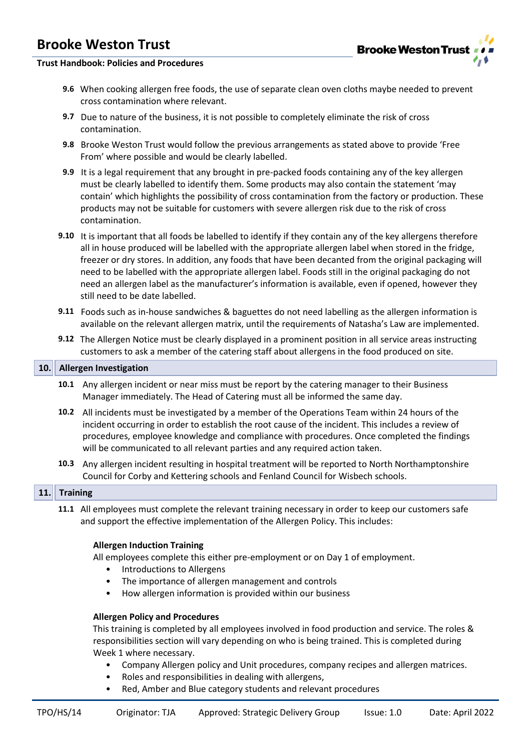**9.6** When cooking allergen free foods, the use of separate clean oven cloths maybe needed to prevent cross contamination where relevant.

**9.7** Due to nature of the business, it is not possible to completely eliminate the risk of cross contamination.

**9.8** Brooke Weston Trust would follow the previous arrangements as stated above to provide 'Free From' where possible and would be clearly labelled.

**9.9** It is a legal requirement that any brought in pre-packed foods containing any of the key allergen must be clearly labelled to identify them. Some products may also contain the statement 'may contain' which highlights the possibility of cross contamination from the factory or production. These products may not be suitable for customers with severe allergen risk due to the risk of cross contamination.

**9.10** It is important that all foods be labelled to identify if they contain any of the key allergens therefore all in house produced will be labelled with the appropriate allergen label when stored in the fridge, freezer or dry stores. In addition, any foods that have been decanted from the original packaging will need to be labelled with the appropriate allergen label. Foods still in the original packaging do not need an allergen label as the manufacturer's information is available, even if opened, however they still need to be date labelled.

**9.11** Foods such as in-house sandwiches & baguettes do not need labelling as the allergen information is available on the relevant allergen matrix, until the requirements of Natasha's Law are implemented.

**9.12** The Allergen Notice must be clearly displayed in a prominent position in all service areas instructing customers to ask a member of the catering staff about allergens in the food produced on site.

## 10. Allergen Investigation

**10.1** Any allergen incident or near miss must be report by the catering manager to their Business Manager immediately. The Head of Catering must all be informed the same day.

**10.2** All incidents must be investigated by a member of the Operations Team within 24 hours of the incident occurring in order to establish the root cause of the incident. This includes a review of procedures, employee knowledge and compliance with procedures. Once completed the findings will be communicated to all relevant parties and any required action taken.

**10.3** Any allergen incident resulting in hospital treatment will be reported to North Northamptonshire Council for Corby and Kettering schools and Fenland Council for Wisbech schools.

## 11. Training

**11.1** All employees must complete the relevant training necessary in order to keep our customers safe and support the effective implementation of the Allergen Policy. This includes:

**Allergen Induction Training**

All employees complete this either pre-employment or on Day 1 of employment.

- Introductions to Allergens
- The importance of allergen management and controls
- How allergen information is provided within our business

**Allergen Policy and Procedures**

This training is completed by all employees involved in food production and service. The roles & responsibilities section will vary depending on who is being trained. This is completed during Week 1 where necessary.

- Company Allergen policy and Unit procedures, company recipes and allergen matrices.
- Roles and responsibilities in dealing with allergens,
- Red, Amber and Blue category students and relevant procedures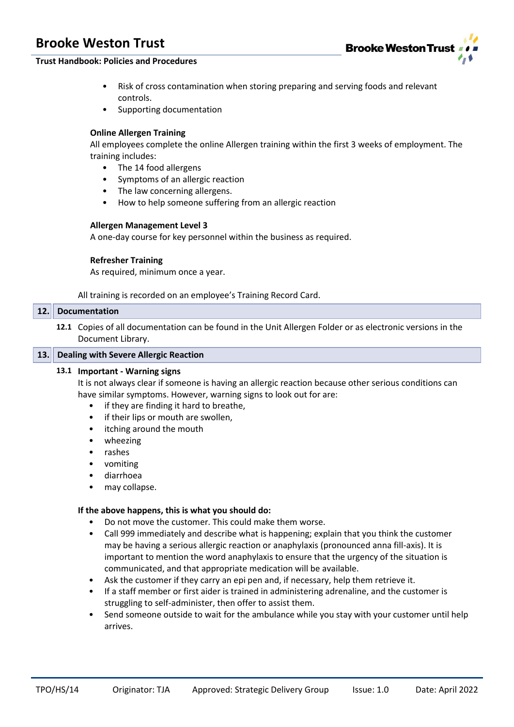- Risk of cross contamination when storing preparing and serving foods and relevant controls.
- Supporting documentation

**Online Allergen Training**

All employees complete the online Allergen training within the first 3 weeks of employment. The training includes:

- The 14 food allergens
- Symptoms of an allergic reaction
- The law concerning allergens.
- How to help someone suffering from an allergic reaction

**Allergen Management Level 3**

A one-day course for key personnel within the business as required.

**Refresher Training**

As required, minimum once a year.

All training is recorded on an employee's Training Record Card.

## 12. Documentation

**12.1** Copies of all documentation can be found in the Unit Allergen Folder or as electronic versions in the Document Library.

## 13. Dealing with Severe Allergic Reaction

### 13.1 Important - Warning signs

It is not always clear if someone is having an allergic reaction because other serious conditions can have similar symptoms. However, warning signs to look out for are:

- if they are finding it hard to breathe,
- if their lips or mouth are swollen,
- itching around the mouth
- wheezing
- rashes
- vomiting
- diarrhoea
- may collapse.

**If the above happens, this is what you should do:**

- Do not move the customer. This could make them worse.
- Call 999 immediately and describe what is happening; explain that you think the customer may be having a serious allergic reaction or anaphylaxis (pronounced anna fill-axis). It is important to mention the word anaphylaxis to ensure that the urgency of the situation is communicated, and that appropriate medication will be available.
- Ask the customer if they carry an epi pen and, if necessary, help them retrieve it.
- If a staff member or first aider is trained in administering adrenaline, and the customer is struggling to self-administer, then offer to assist them.
- Send someone outside to wait for the ambulance while you stay with your customer until help arrives.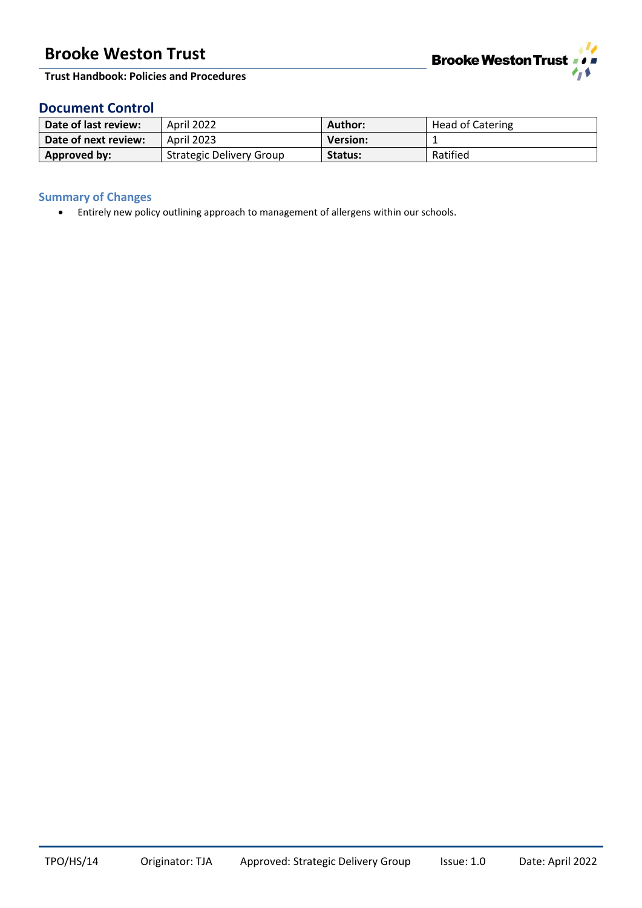## Document Control

| Date of last review: | April 2022 | Author: | Head of Catering |
|---|---|---|---|
| Date of next review: | April 2023 | Version: | 1 |
| Approved by: | Strategic Delivery Group | Status: | Ratified |

### Summary of Changes

- Entirely new policy outlining approach to management of allergens within our schools.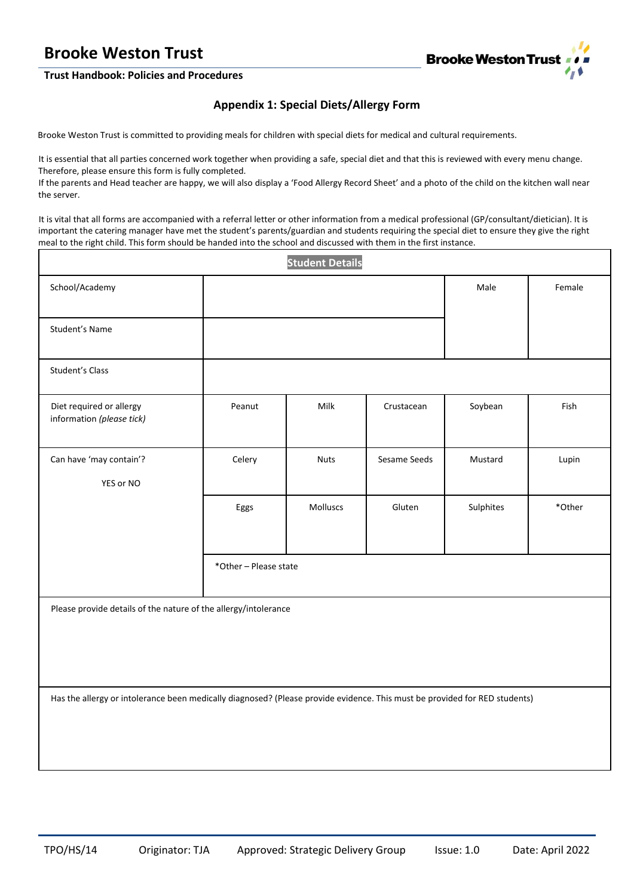## Appendix 1: Special Diets/Allergy Form

Brooke Weston Trust is committed to providing meals for children with special diets for medical and cultural requirements.

It is essential that all parties concerned work together when providing a safe, special diet and that this is reviewed with every menu change. Therefore, please ensure this form is fully completed.
If the parents and Head teacher are happy, we will also display a 'Food Allergy Record Sheet' and a photo of the child on the kitchen wall near the server.

It is vital that all forms are accompanied with a referral letter or other information from a medical professional (GP/consultant/dietician). It is important the catering manager have met the student's parents/guardian and students requiring the special diet to ensure they give the right meal to the right child. This form should be handed into the school and discussed with them in the first instance.

| **Student Details** | | | | | |
|---|---|---|---|---|---|
| School/Academy | | | | Male | Female |
| Student's Name | | | | | |
| Student's Class | | | | | |
| Diet required or allergy information *(please tick)* | Peanut | Milk | Crustacean | Soybean | Fish |
| Can have 'may contain'? YES or NO | Celery | Nuts | Sesame Seeds | Mustard | Lupin |
| | Eggs | Molluscs | Gluten | Sulphites | *Other |
| | *Other – Please state | | | | |
| Please provide details of the nature of the allergy/intolerance | | | | | |
| Has the allergy or intolerance been medically diagnosed? (Please provide evidence. This must be provided for RED students) | | | | | |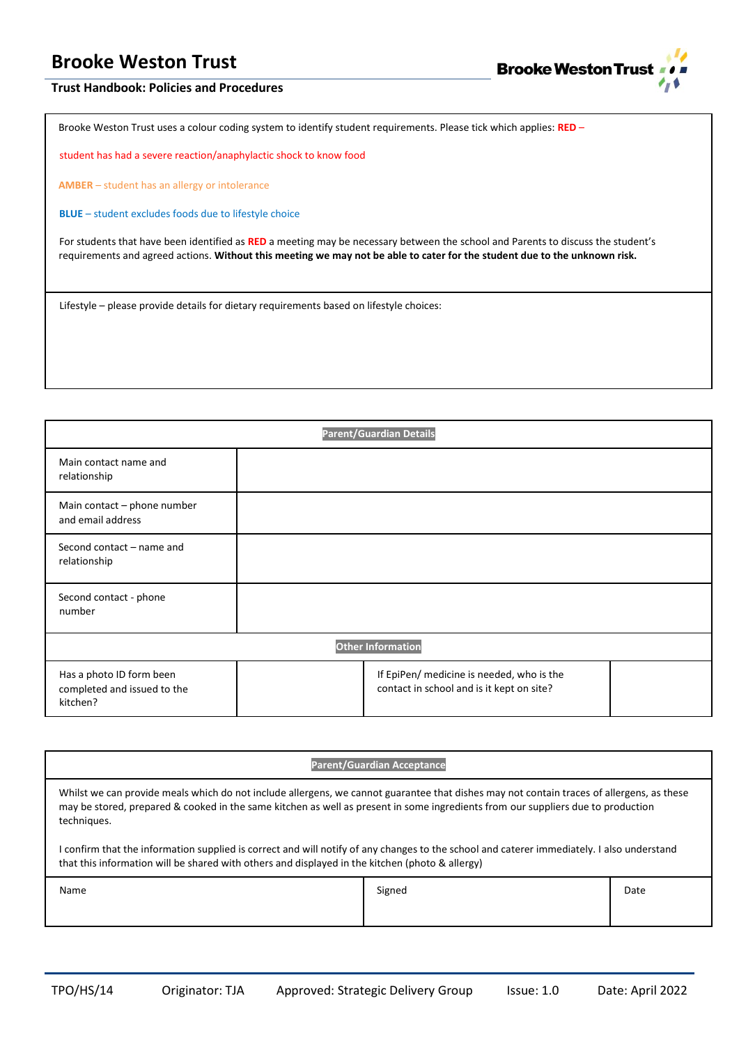| Brooke Weston Trust uses a colour coding system to identify student requirements. Please tick which applies: **RED** – student has had a severe reaction/anaphylactic shock to know food<br><br>**AMBER** – student has an allergy or intolerance<br><br>**BLUE** – student excludes foods due to lifestyle choice<br><br>For students that have been identified as **RED** a meeting may be necessary between the school and Parents to discuss the student's requirements and agreed actions. **Without this meeting we may not be able to cater for the student due to the unknown risk.** |
|---|
| Lifestyle – please provide details for dietary requirements based on lifestyle choices: |

| Parent/Guardian Details | | | |
|---|---|---|---|
| Main contact name and relationship | | | |
| Main contact – phone number and email address | | | |
| Second contact – name and relationship | | | |
| Second contact - phone number | | | |
| **Other Information** | | | |
| Has a photo ID form been completed and issued to the kitchen? | | If EpiPen/ medicine is needed, who is the contact in school and is it kept on site? | |

| Parent/Guardian Acceptance | | |
|---|---|---|
| Whilst we can provide meals which do not include allergens, we cannot guarantee that dishes may not contain traces of allergens, as these may be stored, prepared & cooked in the same kitchen as well as present in some ingredients from our suppliers due to production techniques.<br><br>I confirm that the information supplied is correct and will notify of any changes to the school and caterer immediately. I also understand that this information will be shared with others and displayed in the kitchen (photo & allergy) | | |
| Name | Signed | Date |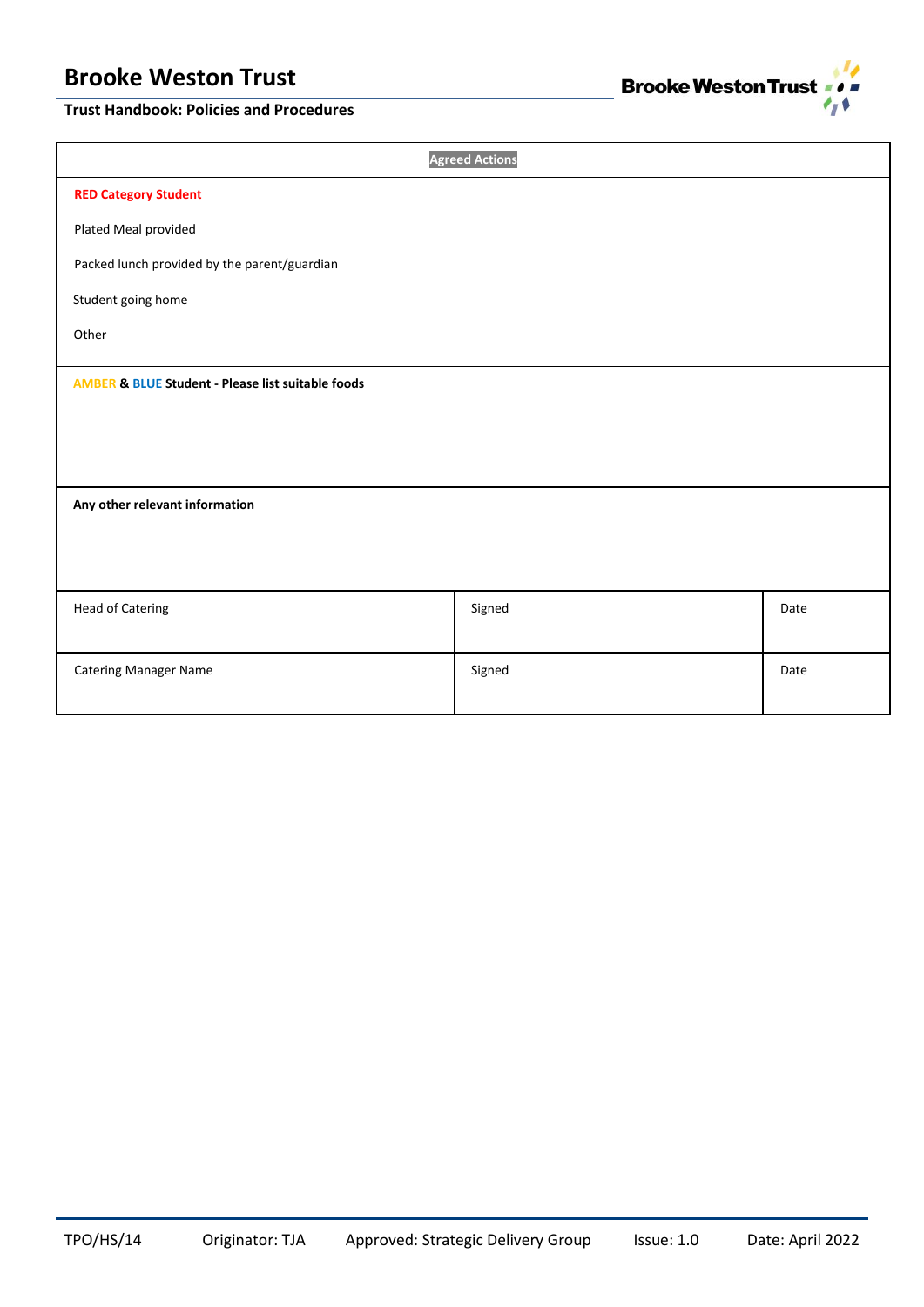| Agreed Actions | | |
|---|---|---|
| **RED Category Student**<br><br>Plated Meal provided<br><br>Packed lunch provided by the parent/guardian<br><br>Student going home<br><br>Other | | |
| **AMBER & BLUE Student - Please list suitable foods** | | |
| **Any other relevant information** | | |
| Head of Catering | Signed | Date |
| Catering Manager Name | Signed | Date |